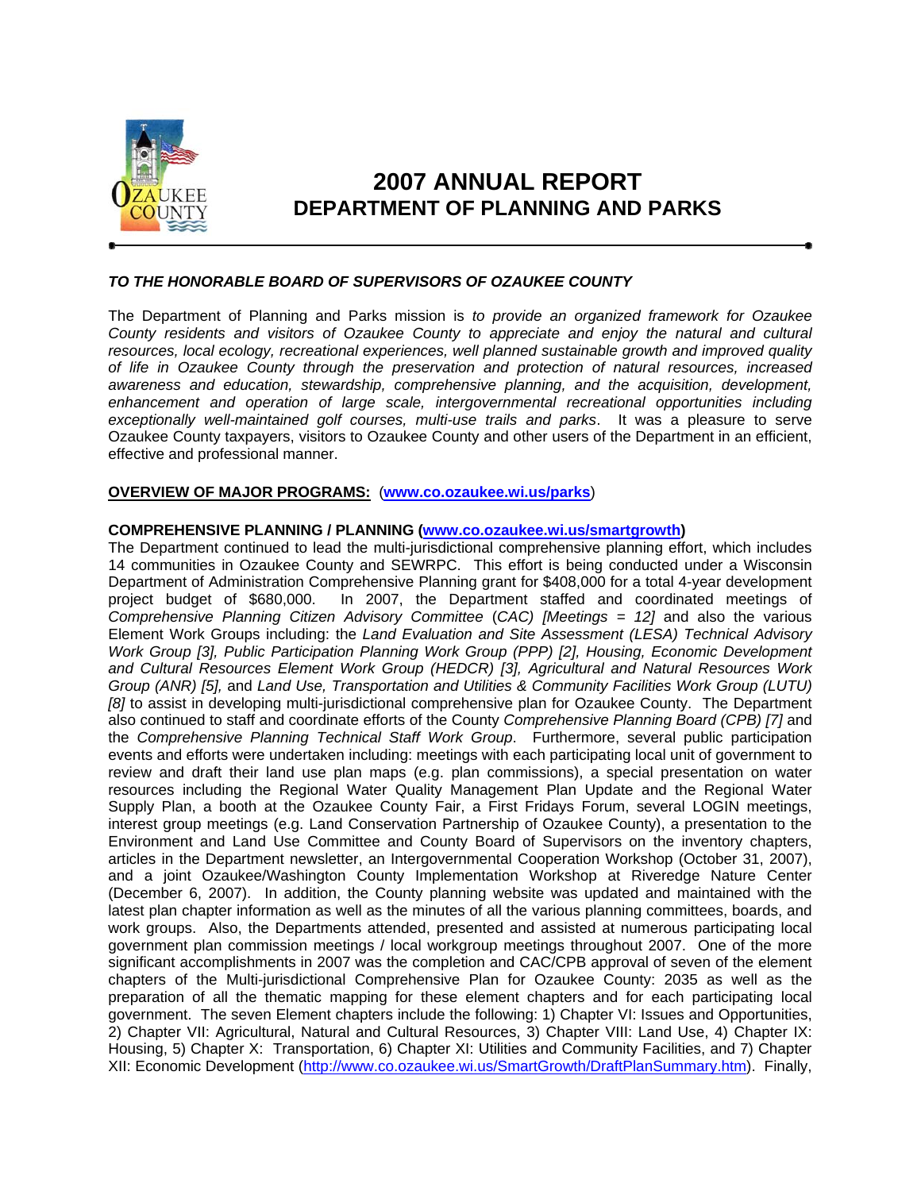# 2007 ANNUAL REPORT
## DEPARTMENT OF PLANNING AND PARKS

***TO THE HONORABLE BOARD OF SUPERVISORS OF OZAUKEE COUNTY***

The Department of Planning and Parks mission is *to provide an organized framework for Ozaukee County residents and visitors of Ozaukee County to appreciate and enjoy the natural and cultural resources, local ecology, recreational experiences, well planned sustainable growth and improved quality of life in Ozaukee County through the preservation and protection of natural resources, increased awareness and education, stewardship, comprehensive planning, and the acquisition, development, enhancement and operation of large scale, intergovernmental recreational opportunities including exceptionally well-maintained golf courses, multi-use trails and parks*. It was a pleasure to serve Ozaukee County taxpayers, visitors to Ozaukee County and other users of the Department in an efficient, effective and professional manner.

**OVERVIEW OF MAJOR PROGRAMS:** ([www.co.ozaukee.wi.us/parks](www.co.ozaukee.wi.us/parks))

**COMPREHENSIVE PLANNING / PLANNING ([www.co.ozaukee.wi.us/smartgrowth](www.co.ozaukee.wi.us/smartgrowth))**

The Department continued to lead the multi-jurisdictional comprehensive planning effort, which includes 14 communities in Ozaukee County and SEWRPC. This effort is being conducted under a Wisconsin Department of Administration Comprehensive Planning grant for $408,000 for a total 4-year development project budget of $680,000. In 2007, the Department staffed and coordinated meetings of *Comprehensive Planning Citizen Advisory Committee* (*CAC) [Meetings = 12]* and also the various Element Work Groups including: the *Land Evaluation and Site Assessment (LESA) Technical Advisory Work Group [3], Public Participation Planning Work Group (PPP) [2], Housing, Economic Development and Cultural Resources Element Work Group (HEDCR) [3], Agricultural and Natural Resources Work Group (ANR) [5],* and *Land Use, Transportation and Utilities & Community Facilities Work Group (LUTU) [8]* to assist in developing multi-jurisdictional comprehensive plan for Ozaukee County. The Department also continued to staff and coordinate efforts of the County *Comprehensive Planning Board (CPB) [7]* and the *Comprehensive Planning Technical Staff Work Group*. Furthermore, several public participation events and efforts were undertaken including: meetings with each participating local unit of government to review and draft their land use plan maps (e.g. plan commissions), a special presentation on water resources including the Regional Water Quality Management Plan Update and the Regional Water Supply Plan, a booth at the Ozaukee County Fair, a First Fridays Forum, several LOGIN meetings, interest group meetings (e.g. Land Conservation Partnership of Ozaukee County), a presentation to the Environment and Land Use Committee and County Board of Supervisors on the inventory chapters, articles in the Department newsletter, an Intergovernmental Cooperation Workshop (October 31, 2007), and a joint Ozaukee/Washington County Implementation Workshop at Riveredge Nature Center (December 6, 2007). In addition, the County planning website was updated and maintained with the latest plan chapter information as well as the minutes of all the various planning committees, boards, and work groups. Also, the Departments attended, presented and assisted at numerous participating local government plan commission meetings / local workgroup meetings throughout 2007. One of the more significant accomplishments in 2007 was the completion and CAC/CPB approval of seven of the element chapters of the Multi-jurisdictional Comprehensive Plan for Ozaukee County: 2035 as well as the preparation of all the thematic mapping for these element chapters and for each participating local government. The seven Element chapters include the following: 1) Chapter VI: Issues and Opportunities, 2) Chapter VII: Agricultural, Natural and Cultural Resources, 3) Chapter VIII: Land Use, 4) Chapter IX: Housing, 5) Chapter X: Transportation, 6) Chapter XI: Utilities and Community Facilities, and 7) Chapter XII: Economic Development ([http://www.co.ozaukee.wi.us/SmartGrowth/DraftPlanSummary.htm](http://www.co.ozaukee.wi.us/SmartGrowth/DraftPlanSummary.htm)). Finally,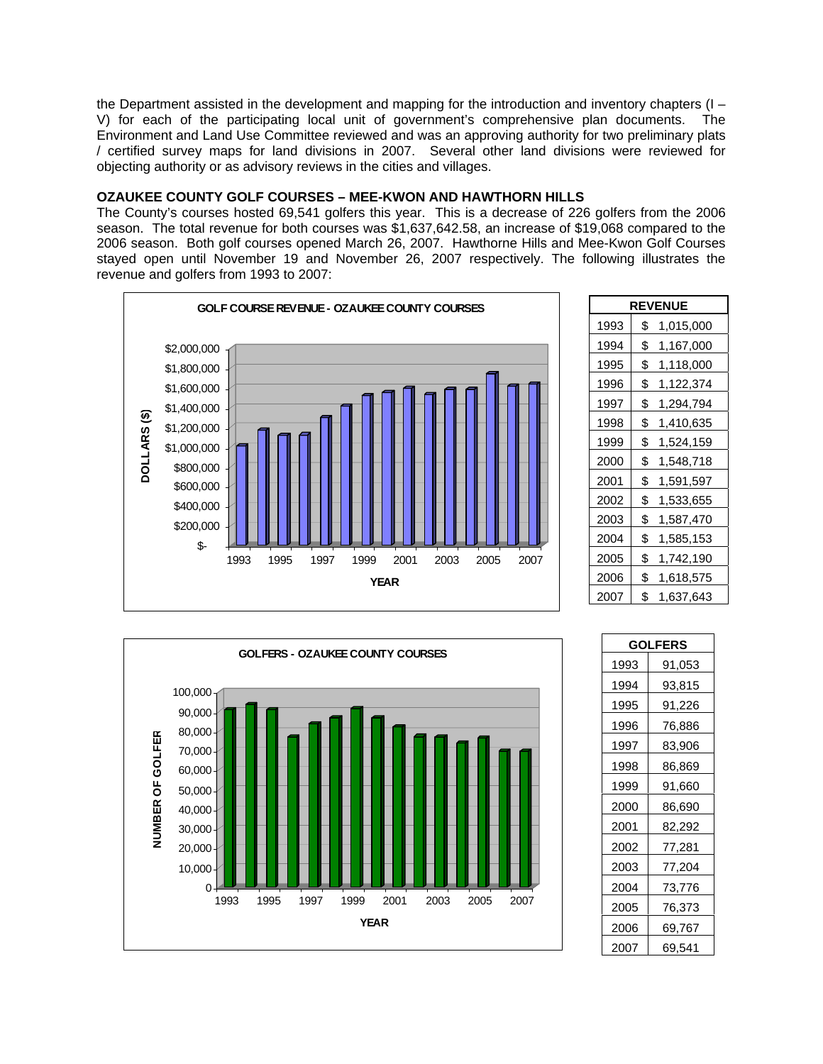the Department assisted in the development and mapping for the introduction and inventory chapters (I – V) for each of the participating local unit of government's comprehensive plan documents. The Environment and Land Use Committee reviewed and was an approving authority for two preliminary plats / certified survey maps for land divisions in 2007. Several other land divisions were reviewed for objecting authority or as advisory reviews in the cities and villages.

**OZAUKEE COUNTY GOLF COURSES – MEE-KWON AND HAWTHORN HILLS**

The County's courses hosted 69,541 golfers this year. This is a decrease of 226 golfers from the 2006 season. The total revenue for both courses was $1,637,642.58, an increase of $19,068 compared to the 2006 season. Both golf courses opened March 26, 2007. Hawthorne Hills and Mee-Kwon Golf Courses stayed open until November 19 and November 26, 2007 respectively. The following illustrates the revenue and golfers from 1993 to 2007:

**GOLF COURSE REVENUE - OZAUKEE COUNTY COURSES**

| REVENUE | |
|---|---|
| 1993 | $ 1,015,000 |
| 1994 | $ 1,167,000 |
| 1995 | $ 1,118,000 |
| 1996 | $ 1,122,374 |
| 1997 | $ 1,294,794 |
| 1998 | $ 1,410,635 |
| 1999 | $ 1,524,159 |
| 2000 | $ 1,548,718 |
| 2001 | $ 1,591,597 |
| 2002 | $ 1,533,655 |
| 2003 | $ 1,587,470 |
| 2004 | $ 1,585,153 |
| 2005 | $ 1,742,190 |
| 2006 | $ 1,618,575 |
| 2007 | $ 1,637,643 |

**GOLFERS - OZAUKEE COUNTY COURSES**

| GOLFERS | |
|---|---|
| 1993 | 91,053 |
| 1994 | 93,815 |
| 1995 | 91,226 |
| 1996 | 76,886 |
| 1997 | 83,906 |
| 1998 | 86,869 |
| 1999 | 91,660 |
| 2000 | 86,690 |
| 2001 | 82,292 |
| 2002 | 77,281 |
| 2003 | 77,204 |
| 2004 | 73,776 |
| 2005 | 76,373 |
| 2006 | 69,767 |
| 2007 | 69,541 |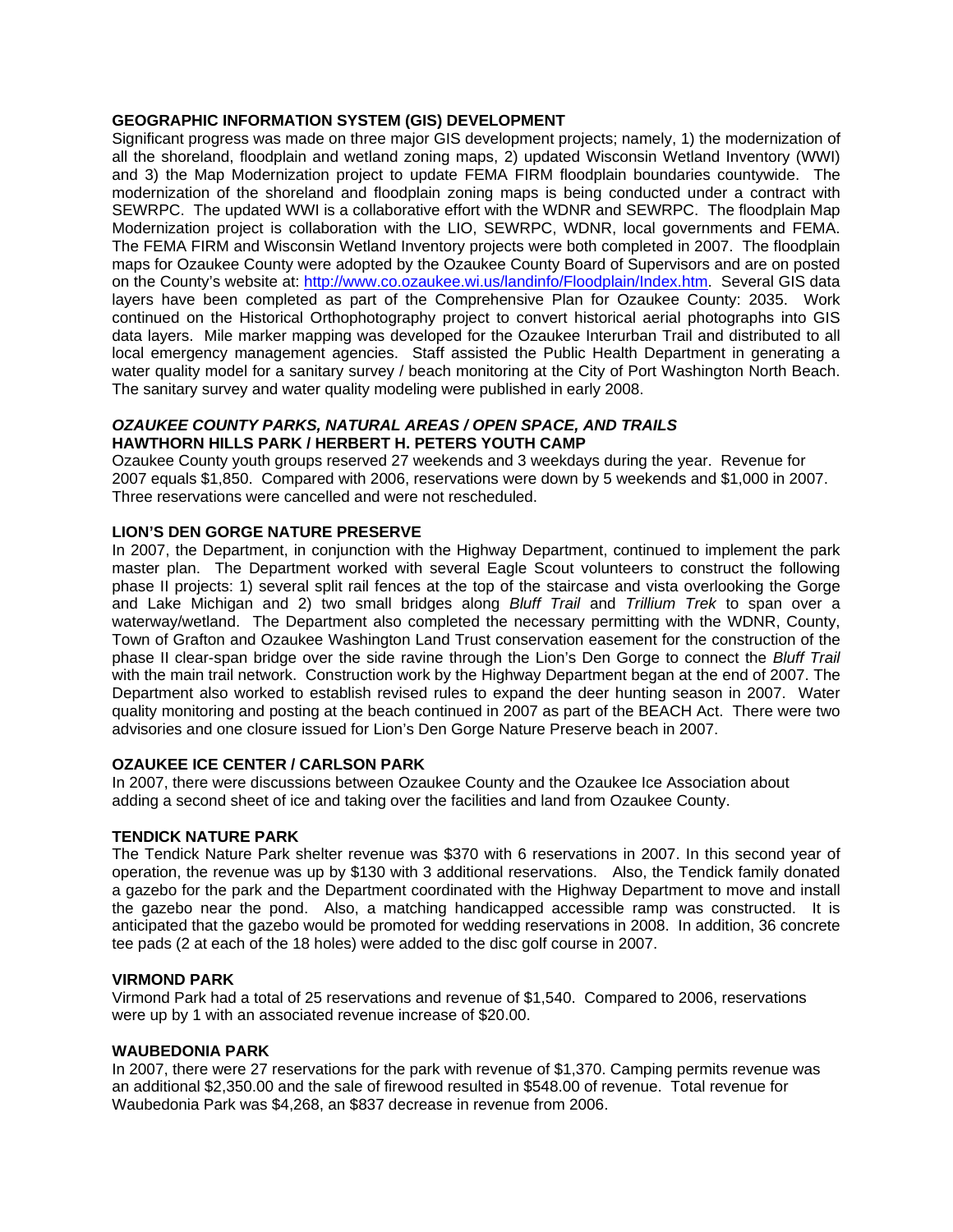**GEOGRAPHIC INFORMATION SYSTEM (GIS) DEVELOPMENT**

Significant progress was made on three major GIS development projects; namely, 1) the modernization of all the shoreland, floodplain and wetland zoning maps, 2) updated Wisconsin Wetland Inventory (WWI) and 3) the Map Modernization project to update FEMA FIRM floodplain boundaries countywide. The modernization of the shoreland and floodplain zoning maps is being conducted under a contract with SEWRPC. The updated WWI is a collaborative effort with the WDNR and SEWRPC. The floodplain Map Modernization project is collaboration with the LIO, SEWRPC, WDNR, local governments and FEMA. The FEMA FIRM and Wisconsin Wetland Inventory projects were both completed in 2007. The floodplain maps for Ozaukee County were adopted by the Ozaukee County Board of Supervisors and are on posted on the County's website at: http://www.co.ozaukee.wi.us/landinfo/Floodplain/Index.htm. Several GIS data layers have been completed as part of the Comprehensive Plan for Ozaukee County: 2035. Work continued on the Historical Orthophotography project to convert historical aerial photographs into GIS data layers. Mile marker mapping was developed for the Ozaukee Interurban Trail and distributed to all local emergency management agencies. Staff assisted the Public Health Department in generating a water quality model for a sanitary survey / beach monitoring at the City of Port Washington North Beach. The sanitary survey and water quality modeling were published in early 2008.

***OZAUKEE COUNTY PARKS, NATURAL AREAS / OPEN SPACE, AND TRAILS***

**HAWTHORN HILLS PARK / HERBERT H. PETERS YOUTH CAMP**

Ozaukee County youth groups reserved 27 weekends and 3 weekdays during the year. Revenue for 2007 equals $1,850. Compared with 2006, reservations were down by 5 weekends and $1,000 in 2007. Three reservations were cancelled and were not rescheduled.

**LION'S DEN GORGE NATURE PRESERVE**

In 2007, the Department, in conjunction with the Highway Department, continued to implement the park master plan. The Department worked with several Eagle Scout volunteers to construct the following phase II projects: 1) several split rail fences at the top of the staircase and vista overlooking the Gorge and Lake Michigan and 2) two small bridges along *Bluff Trail* and *Trillium Trek* to span over a waterway/wetland. The Department also completed the necessary permitting with the WDNR, County, Town of Grafton and Ozaukee Washington Land Trust conservation easement for the construction of the phase II clear-span bridge over the side ravine through the Lion's Den Gorge to connect the *Bluff Trail* with the main trail network. Construction work by the Highway Department began at the end of 2007. The Department also worked to establish revised rules to expand the deer hunting season in 2007. Water quality monitoring and posting at the beach continued in 2007 as part of the BEACH Act. There were two advisories and one closure issued for Lion's Den Gorge Nature Preserve beach in 2007.

**OZAUKEE ICE CENTER / CARLSON PARK**

In 2007, there were discussions between Ozaukee County and the Ozaukee Ice Association about adding a second sheet of ice and taking over the facilities and land from Ozaukee County.

**TENDICK NATURE PARK**

The Tendick Nature Park shelter revenue was $370 with 6 reservations in 2007. In this second year of operation, the revenue was up by $130 with 3 additional reservations. Also, the Tendick family donated a gazebo for the park and the Department coordinated with the Highway Department to move and install the gazebo near the pond. Also, a matching handicapped accessible ramp was constructed. It is anticipated that the gazebo would be promoted for wedding reservations in 2008. In addition, 36 concrete tee pads (2 at each of the 18 holes) were added to the disc golf course in 2007.

**VIRMOND PARK**

Virmond Park had a total of 25 reservations and revenue of $1,540. Compared to 2006, reservations were up by 1 with an associated revenue increase of $20.00.

**WAUBEDONIA PARK**

In 2007, there were 27 reservations for the park with revenue of $1,370. Camping permits revenue was an additional $2,350.00 and the sale of firewood resulted in $548.00 of revenue. Total revenue for Waubedonia Park was $4,268, an $837 decrease in revenue from 2006.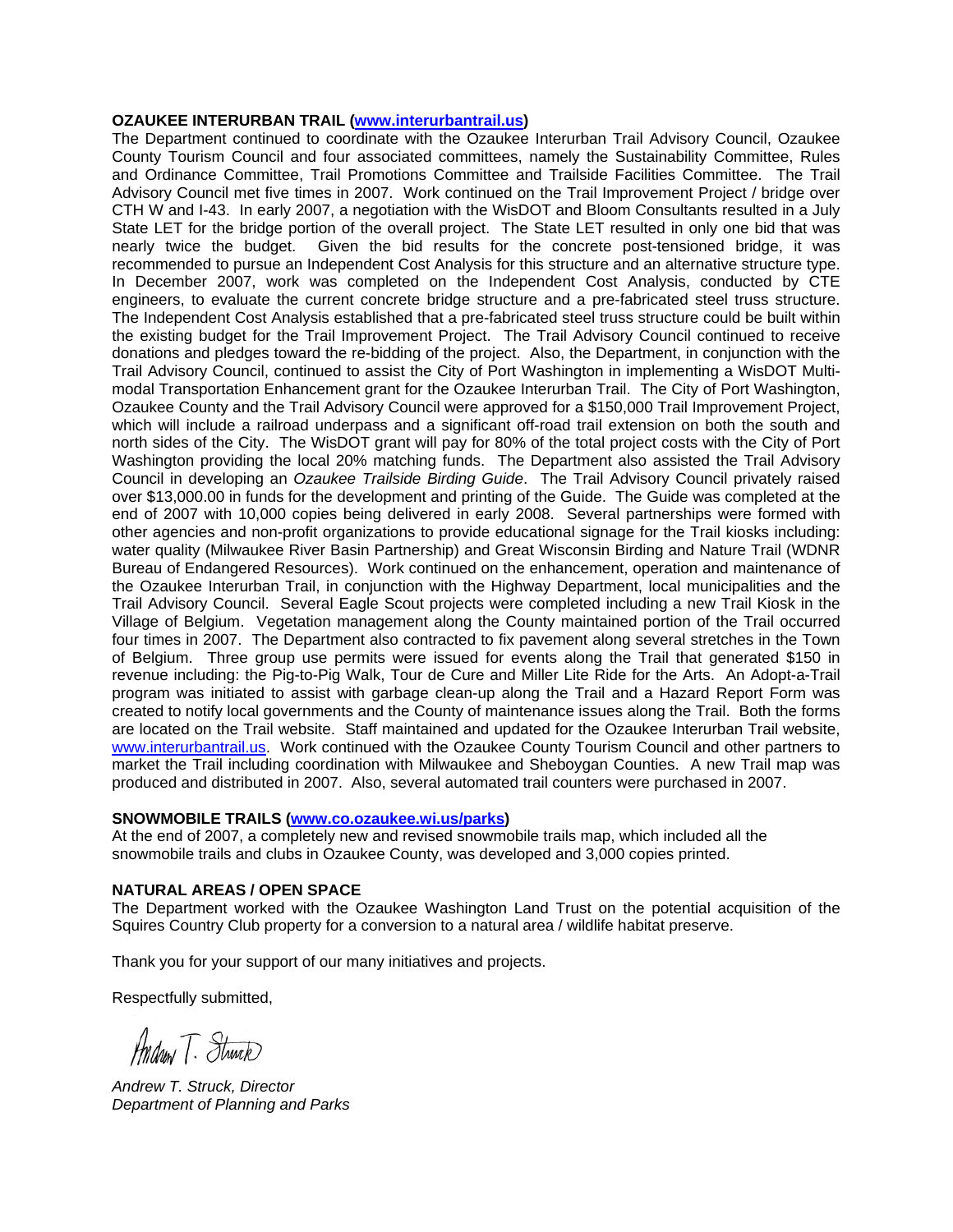**OZAUKEE INTERURBAN TRAIL (www.interurbantrail.us)**

The Department continued to coordinate with the Ozaukee Interurban Trail Advisory Council, Ozaukee County Tourism Council and four associated committees, namely the Sustainability Committee, Rules and Ordinance Committee, Trail Promotions Committee and Trailside Facilities Committee. The Trail Advisory Council met five times in 2007. Work continued on the Trail Improvement Project / bridge over CTH W and I-43. In early 2007, a negotiation with the WisDOT and Bloom Consultants resulted in a July State LET for the bridge portion of the overall project. The State LET resulted in only one bid that was nearly twice the budget. Given the bid results for the concrete post-tensioned bridge, it was recommended to pursue an Independent Cost Analysis for this structure and an alternative structure type. In December 2007, work was completed on the Independent Cost Analysis, conducted by CTE engineers, to evaluate the current concrete bridge structure and a pre-fabricated steel truss structure. The Independent Cost Analysis established that a pre-fabricated steel truss structure could be built within the existing budget for the Trail Improvement Project. The Trail Advisory Council continued to receive donations and pledges toward the re-bidding of the project. Also, the Department, in conjunction with the Trail Advisory Council, continued to assist the City of Port Washington in implementing a WisDOT Multi-modal Transportation Enhancement grant for the Ozaukee Interurban Trail. The City of Port Washington, Ozaukee County and the Trail Advisory Council were approved for a $150,000 Trail Improvement Project, which will include a railroad underpass and a significant off-road trail extension on both the south and north sides of the City. The WisDOT grant will pay for 80% of the total project costs with the City of Port Washington providing the local 20% matching funds. The Department also assisted the Trail Advisory Council in developing an *Ozaukee Trailside Birding Guide*. The Trail Advisory Council privately raised over $13,000.00 in funds for the development and printing of the Guide. The Guide was completed at the end of 2007 with 10,000 copies being delivered in early 2008. Several partnerships were formed with other agencies and non-profit organizations to provide educational signage for the Trail kiosks including: water quality (Milwaukee River Basin Partnership) and Great Wisconsin Birding and Nature Trail (WDNR Bureau of Endangered Resources). Work continued on the enhancement, operation and maintenance of the Ozaukee Interurban Trail, in conjunction with the Highway Department, local municipalities and the Trail Advisory Council. Several Eagle Scout projects were completed including a new Trail Kiosk in the Village of Belgium. Vegetation management along the County maintained portion of the Trail occurred four times in 2007. The Department also contracted to fix pavement along several stretches in the Town of Belgium. Three group use permits were issued for events along the Trail that generated $150 in revenue including: the Pig-to-Pig Walk, Tour de Cure and Miller Lite Ride for the Arts. An Adopt-a-Trail program was initiated to assist with garbage clean-up along the Trail and a Hazard Report Form was created to notify local governments and the County of maintenance issues along the Trail. Both the forms are located on the Trail website. Staff maintained and updated for the Ozaukee Interurban Trail website, www.interurbantrail.us. Work continued with the Ozaukee County Tourism Council and other partners to market the Trail including coordination with Milwaukee and Sheboygan Counties. A new Trail map was produced and distributed in 2007. Also, several automated trail counters were purchased in 2007.

**SNOWMOBILE TRAILS (www.co.ozaukee.wi.us/parks)**

At the end of 2007, a completely new and revised snowmobile trails map, which included all the snowmobile trails and clubs in Ozaukee County, was developed and 3,000 copies printed.

**NATURAL AREAS / OPEN SPACE**

The Department worked with the Ozaukee Washington Land Trust on the potential acquisition of the Squires Country Club property for a conversion to a natural area / wildlife habitat preserve.

Thank you for your support of our many initiatives and projects.

Respectfully submitted,

*Andrew T. Struck, Director*
*Department of Planning and Parks*